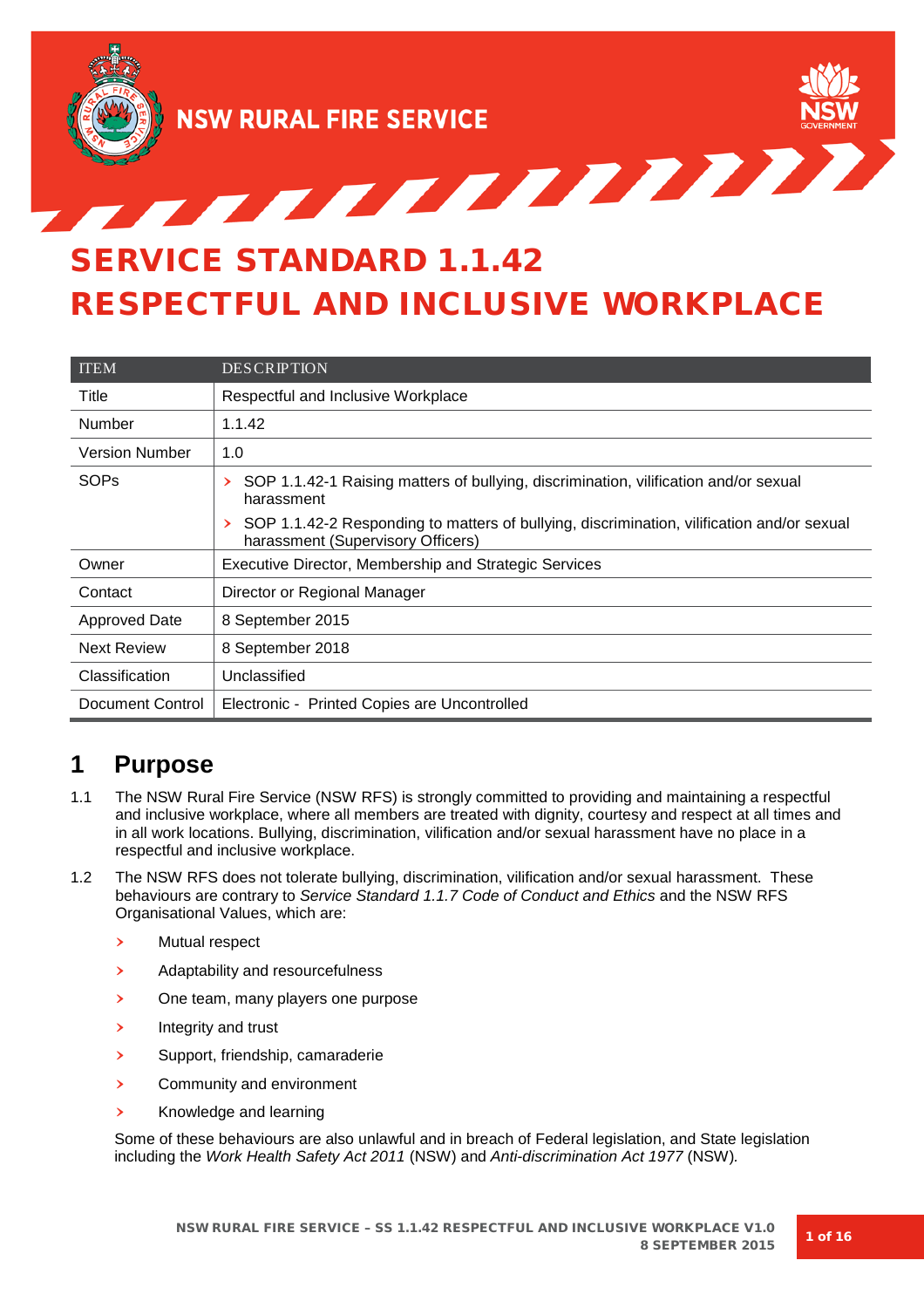# SERVICE STANDARD 1.1.42
# RESPECTFUL AND INCLUSIVE WORKPLACE

| ITEM | DESCRIPTION |
|---|---|
| Title | Respectful and Inclusive Workplace |
| Number | 1.1.42 |
| Version Number | 1.0 |
| SOPs | › SOP 1.1.42-1 Raising matters of bullying, discrimination, vilification and/or sexual harassment<br>› SOP 1.1.42-2 Responding to matters of bullying, discrimination, vilification and/or sexual harassment (Supervisory Officers) |
| Owner | Executive Director, Membership and Strategic Services |
| Contact | Director or Regional Manager |
| Approved Date | 8 September 2015 |
| Next Review | 8 September 2018 |
| Classification | Unclassified |
| Document Control | Electronic - Printed Copies are Uncontrolled |

## 1 Purpose

1.1 The NSW Rural Fire Service (NSW RFS) is strongly committed to providing and maintaining a respectful and inclusive workplace, where all members are treated with dignity, courtesy and respect at all times and in all work locations. Bullying, discrimination, vilification and/or sexual harassment have no place in a respectful and inclusive workplace.

1.2 The NSW RFS does not tolerate bullying, discrimination, vilification and/or sexual harassment. These behaviours are contrary to *Service Standard 1.1.7 Code of Conduct and Ethics* and the NSW RFS Organisational Values, which are:

- Mutual respect
- Adaptability and resourcefulness
- One team, many players one purpose
- Integrity and trust
- Support, friendship, camaraderie
- Community and environment
- Knowledge and learning

Some of these behaviours are also unlawful and in breach of Federal legislation, and State legislation including the *Work Health Safety Act 2011* (NSW) and *Anti-discrimination Act 1977* (NSW).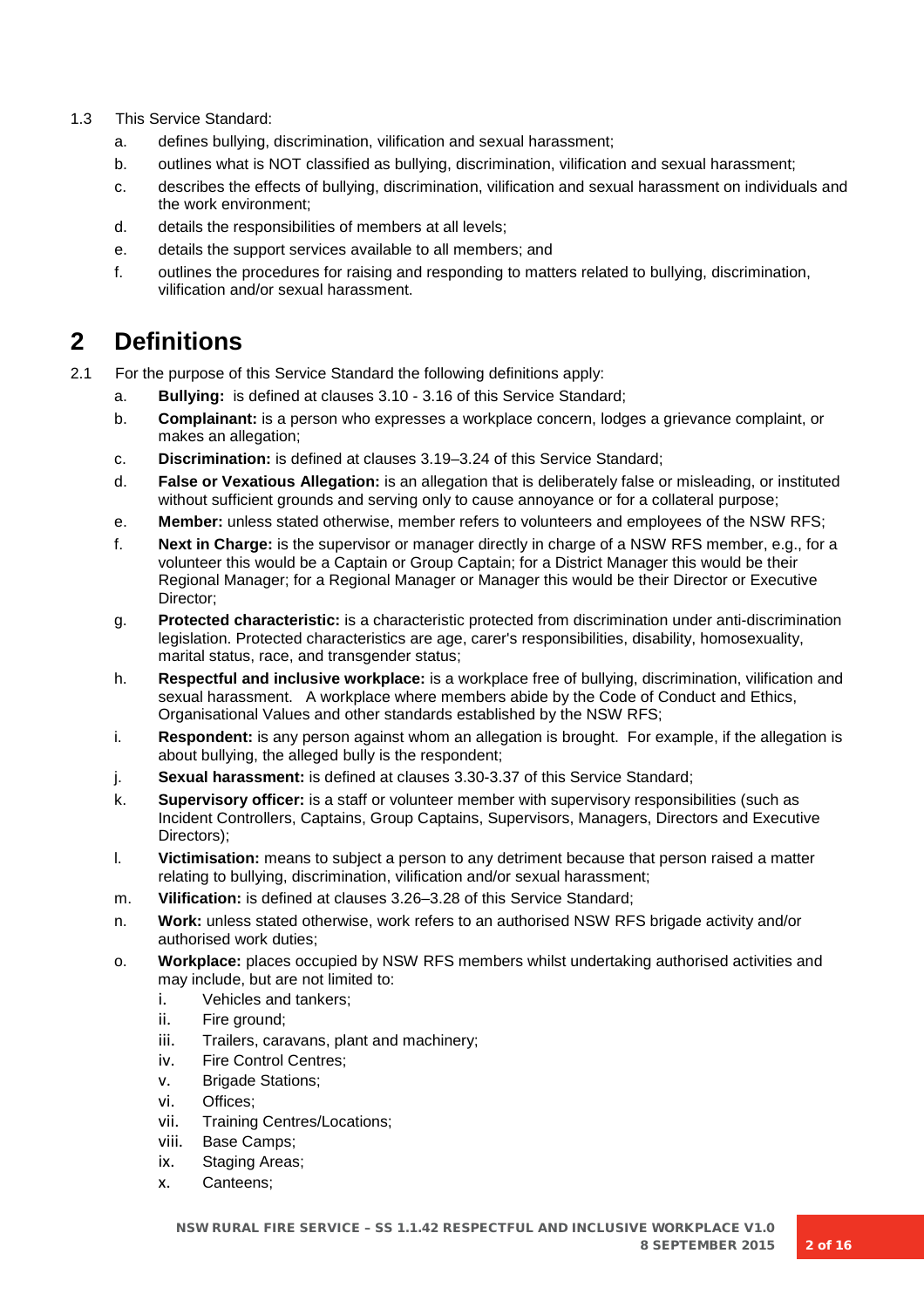1.3 This Service Standard:

a. defines bullying, discrimination, vilification and sexual harassment;

b. outlines what is NOT classified as bullying, discrimination, vilification and sexual harassment;

c. describes the effects of bullying, discrimination, vilification and sexual harassment on individuals and the work environment;

d. details the responsibilities of members at all levels;

e. details the support services available to all members; and

f. outlines the procedures for raising and responding to matters related to bullying, discrimination, vilification and/or sexual harassment.

# 2 Definitions

2.1 For the purpose of this Service Standard the following definitions apply:

a. **Bullying:** is defined at clauses 3.10 - 3.16 of this Service Standard;

b. **Complainant:** is a person who expresses a workplace concern, lodges a grievance complaint, or makes an allegation;

c. **Discrimination:** is defined at clauses 3.19–3.24 of this Service Standard;

d. **False or Vexatious Allegation:** is an allegation that is deliberately false or misleading, or instituted without sufficient grounds and serving only to cause annoyance or for a collateral purpose;

e. **Member:** unless stated otherwise, member refers to volunteers and employees of the NSW RFS;

f. **Next in Charge:** is the supervisor or manager directly in charge of a NSW RFS member, e.g., for a volunteer this would be a Captain or Group Captain; for a District Manager this would be their Regional Manager; for a Regional Manager or Manager this would be their Director or Executive Director;

g. **Protected characteristic:** is a characteristic protected from discrimination under anti-discrimination legislation. Protected characteristics are age, carer's responsibilities, disability, homosexuality, marital status, race, and transgender status;

h. **Respectful and inclusive workplace:** is a workplace free of bullying, discrimination, vilification and sexual harassment. A workplace where members abide by the Code of Conduct and Ethics, Organisational Values and other standards established by the NSW RFS;

i. **Respondent:** is any person against whom an allegation is brought. For example, if the allegation is about bullying, the alleged bully is the respondent;

j. **Sexual harassment:** is defined at clauses 3.30-3.37 of this Service Standard;

k. **Supervisory officer:** is a staff or volunteer member with supervisory responsibilities (such as Incident Controllers, Captains, Group Captains, Supervisors, Managers, Directors and Executive Directors);

l. **Victimisation:** means to subject a person to any detriment because that person raised a matter relating to bullying, discrimination, vilification and/or sexual harassment;

m. **Vilification:** is defined at clauses 3.26–3.28 of this Service Standard;

n. **Work:** unless stated otherwise, work refers to an authorised NSW RFS brigade activity and/or authorised work duties;

o. **Workplace:** places occupied by NSW RFS members whilst undertaking authorised activities and may include, but are not limited to:

   i. Vehicles and tankers;

   ii. Fire ground;

   iii. Trailers, caravans, plant and machinery;

   iv. Fire Control Centres;

   v. Brigade Stations;

   vi. Offices;

   vii. Training Centres/Locations;

   viii. Base Camps;

   ix. Staging Areas;

   x. Canteens;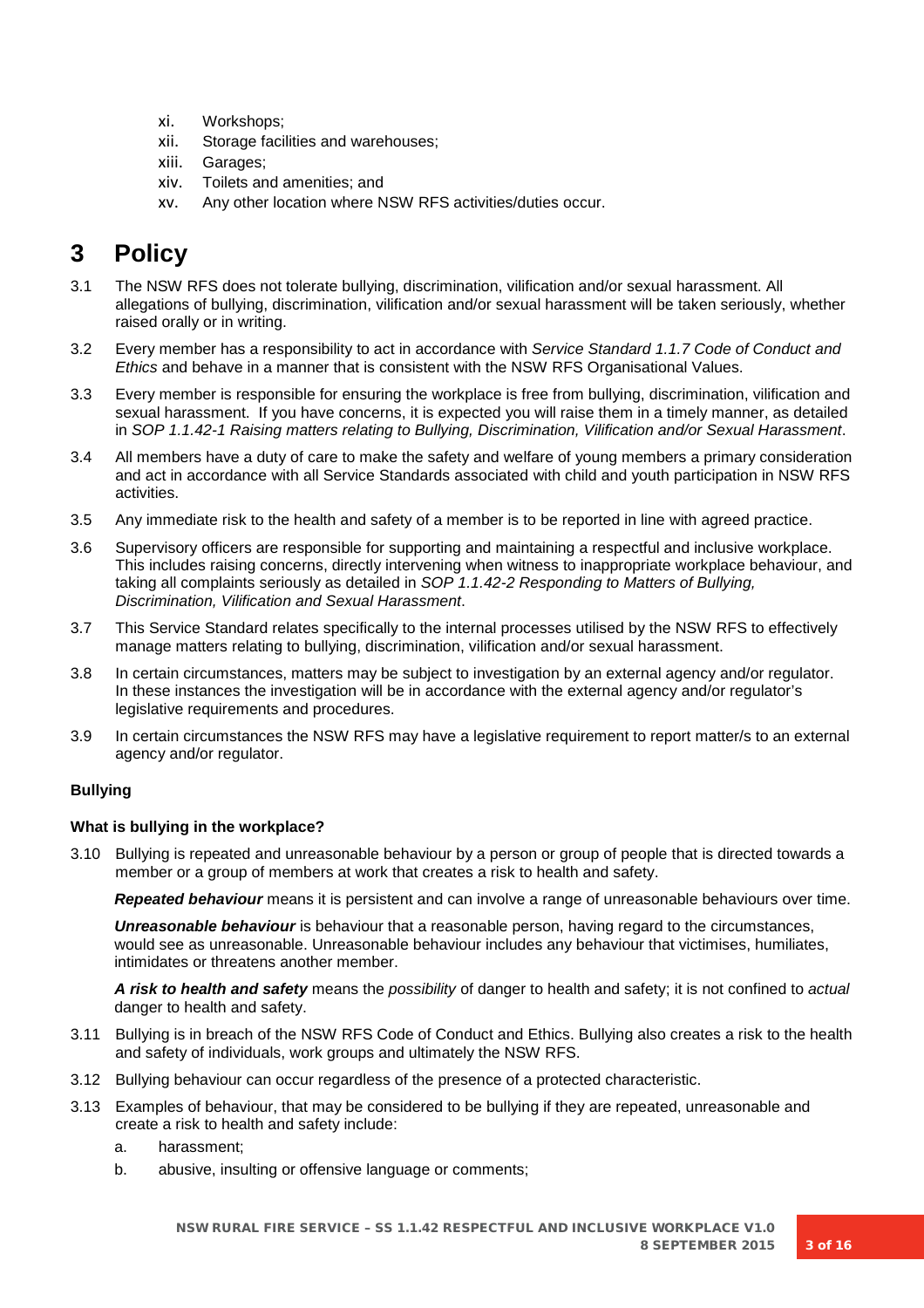xi. Workshops;
xii. Storage facilities and warehouses;
xiii. Garages;
xiv. Toilets and amenities; and
xv. Any other location where NSW RFS activities/duties occur.

# 3 Policy

3.1 The NSW RFS does not tolerate bullying, discrimination, vilification and/or sexual harassment. All allegations of bullying, discrimination, vilification and/or sexual harassment will be taken seriously, whether raised orally or in writing.

3.2 Every member has a responsibility to act in accordance with *Service Standard 1.1.7 Code of Conduct and Ethics* and behave in a manner that is consistent with the NSW RFS Organisational Values.

3.3 Every member is responsible for ensuring the workplace is free from bullying, discrimination, vilification and sexual harassment. If you have concerns, it is expected you will raise them in a timely manner, as detailed in *SOP 1.1.42-1 Raising matters relating to Bullying, Discrimination, Vilification and/or Sexual Harassment*.

3.4 All members have a duty of care to make the safety and welfare of young members a primary consideration and act in accordance with all Service Standards associated with child and youth participation in NSW RFS activities.

3.5 Any immediate risk to the health and safety of a member is to be reported in line with agreed practice.

3.6 Supervisory officers are responsible for supporting and maintaining a respectful and inclusive workplace. This includes raising concerns, directly intervening when witness to inappropriate workplace behaviour, and taking all complaints seriously as detailed in *SOP 1.1.42-2 Responding to Matters of Bullying, Discrimination, Vilification and Sexual Harassment*.

3.7 This Service Standard relates specifically to the internal processes utilised by the NSW RFS to effectively manage matters relating to bullying, discrimination, vilification and/or sexual harassment.

3.8 In certain circumstances, matters may be subject to investigation by an external agency and/or regulator. In these instances the investigation will be in accordance with the external agency and/or regulator's legislative requirements and procedures.

3.9 In certain circumstances the NSW RFS may have a legislative requirement to report matter/s to an external agency and/or regulator.

**Bullying**

**What is bullying in the workplace?**

3.10 Bullying is repeated and unreasonable behaviour by a person or group of people that is directed towards a member or a group of members at work that creates a risk to health and safety.

***Repeated behaviour*** means it is persistent and can involve a range of unreasonable behaviours over time.

***Unreasonable behaviour*** is behaviour that a reasonable person, having regard to the circumstances, would see as unreasonable. Unreasonable behaviour includes any behaviour that victimises, humiliates, intimidates or threatens another member.

***A risk to health and safety*** means the *possibility* of danger to health and safety; it is not confined to *actual* danger to health and safety.

3.11 Bullying is in breach of the NSW RFS Code of Conduct and Ethics. Bullying also creates a risk to the health and safety of individuals, work groups and ultimately the NSW RFS.

3.12 Bullying behaviour can occur regardless of the presence of a protected characteristic.

3.13 Examples of behaviour, that may be considered to be bullying if they are repeated, unreasonable and create a risk to health and safety include:

a. harassment;
b. abusive, insulting or offensive language or comments;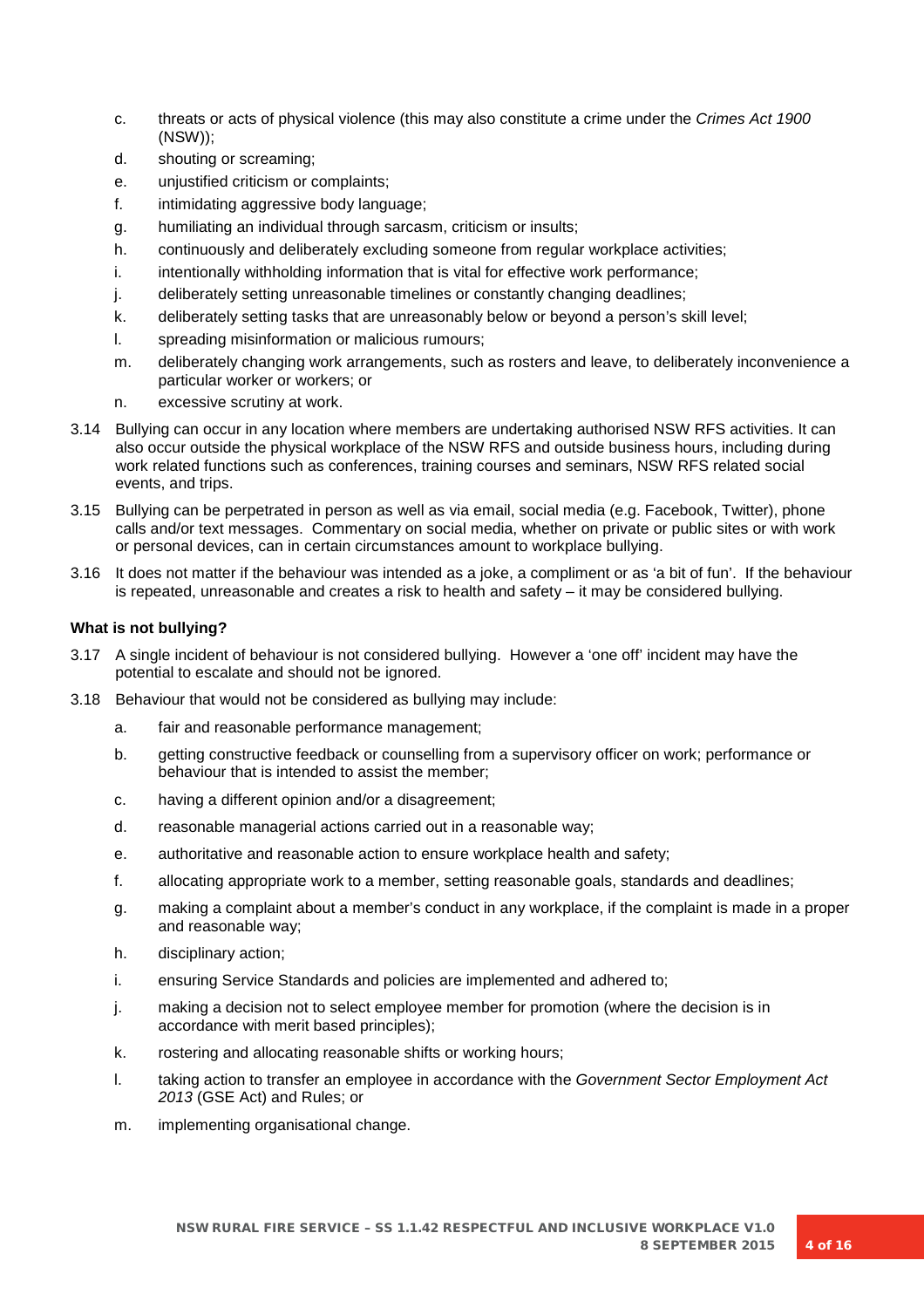c. threats or acts of physical violence (this may also constitute a crime under the *Crimes Act 1900* (NSW));

d. shouting or screaming;

e. unjustified criticism or complaints;

f. intimidating aggressive body language;

g. humiliating an individual through sarcasm, criticism or insults;

h. continuously and deliberately excluding someone from regular workplace activities;

i. intentionally withholding information that is vital for effective work performance;

j. deliberately setting unreasonable timelines or constantly changing deadlines;

k. deliberately setting tasks that are unreasonably below or beyond a person's skill level;

l. spreading misinformation or malicious rumours;

m. deliberately changing work arrangements, such as rosters and leave, to deliberately inconvenience a particular worker or workers; or

n. excessive scrutiny at work.

3.14 Bullying can occur in any location where members are undertaking authorised NSW RFS activities. It can also occur outside the physical workplace of the NSW RFS and outside business hours, including during work related functions such as conferences, training courses and seminars, NSW RFS related social events, and trips.

3.15 Bullying can be perpetrated in person as well as via email, social media (e.g. Facebook, Twitter), phone calls and/or text messages. Commentary on social media, whether on private or public sites or with work or personal devices, can in certain circumstances amount to workplace bullying.

3.16 It does not matter if the behaviour was intended as a joke, a compliment or as 'a bit of fun'. If the behaviour is repeated, unreasonable and creates a risk to health and safety – it may be considered bullying.

**What is not bullying?**

3.17 A single incident of behaviour is not considered bullying. However a 'one off' incident may have the potential to escalate and should not be ignored.

3.18 Behaviour that would not be considered as bullying may include:

a. fair and reasonable performance management;

b. getting constructive feedback or counselling from a supervisory officer on work; performance or behaviour that is intended to assist the member;

c. having a different opinion and/or a disagreement;

d. reasonable managerial actions carried out in a reasonable way;

e. authoritative and reasonable action to ensure workplace health and safety;

f. allocating appropriate work to a member, setting reasonable goals, standards and deadlines;

g. making a complaint about a member's conduct in any workplace, if the complaint is made in a proper and reasonable way;

h. disciplinary action;

i. ensuring Service Standards and policies are implemented and adhered to;

j. making a decision not to select employee member for promotion (where the decision is in accordance with merit based principles);

k. rostering and allocating reasonable shifts or working hours;

l. taking action to transfer an employee in accordance with the *Government Sector Employment Act 2013* (GSE Act) and Rules; or

m. implementing organisational change.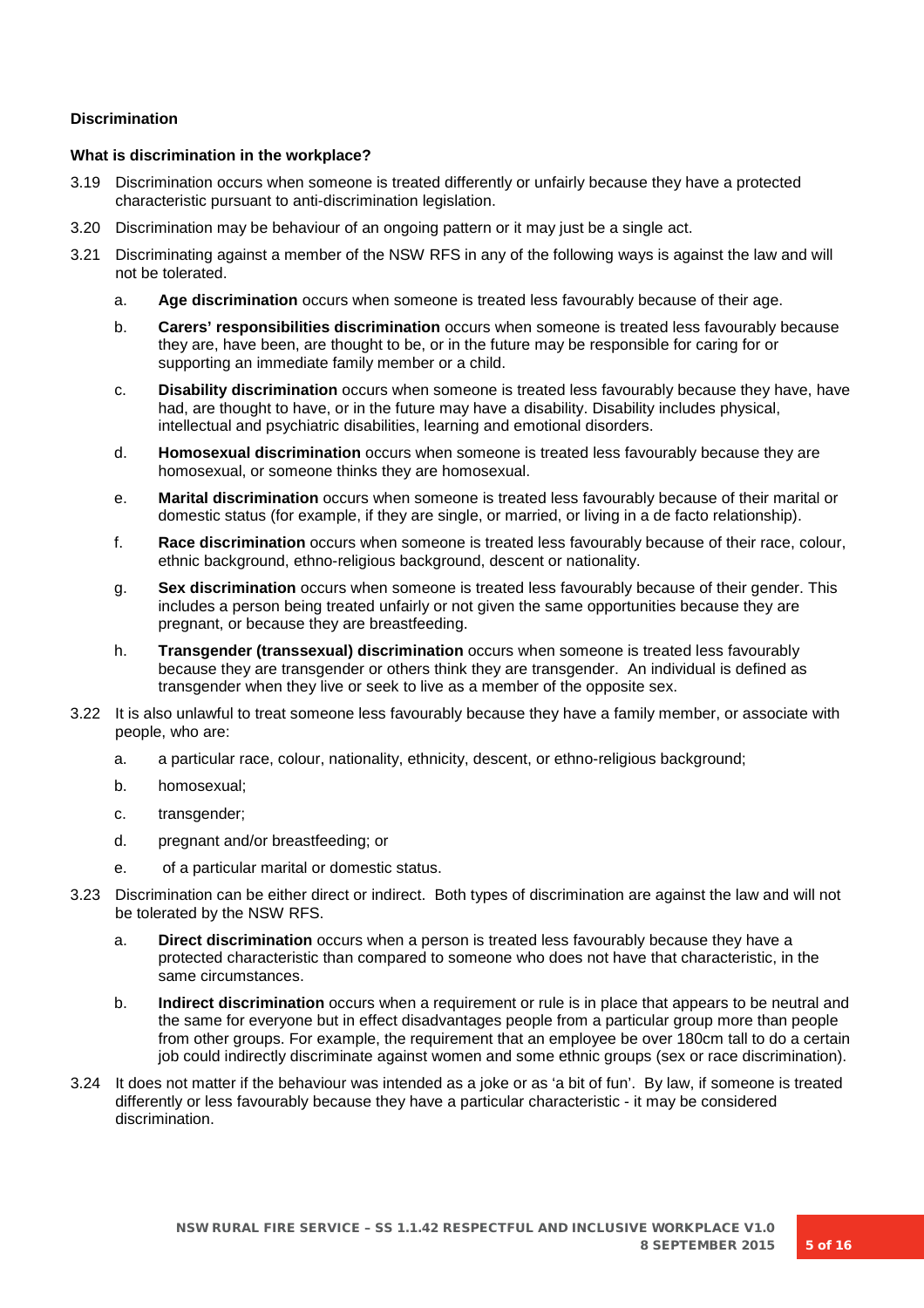**Discrimination**

**What is discrimination in the workplace?**

3.19 Discrimination occurs when someone is treated differently or unfairly because they have a protected characteristic pursuant to anti-discrimination legislation.

3.20 Discrimination may be behaviour of an ongoing pattern or it may just be a single act.

3.21 Discriminating against a member of the NSW RFS in any of the following ways is against the law and will not be tolerated.

- a. **Age discrimination** occurs when someone is treated less favourably because of their age.
- b. **Carers' responsibilities discrimination** occurs when someone is treated less favourably because they are, have been, are thought to be, or in the future may be responsible for caring for or supporting an immediate family member or a child.
- c. **Disability discrimination** occurs when someone is treated less favourably because they have, have had, are thought to have, or in the future may have a disability. Disability includes physical, intellectual and psychiatric disabilities, learning and emotional disorders.
- d. **Homosexual discrimination** occurs when someone is treated less favourably because they are homosexual, or someone thinks they are homosexual.
- e. **Marital discrimination** occurs when someone is treated less favourably because of their marital or domestic status (for example, if they are single, or married, or living in a de facto relationship).
- f. **Race discrimination** occurs when someone is treated less favourably because of their race, colour, ethnic background, ethno-religious background, descent or nationality.
- g. **Sex discrimination** occurs when someone is treated less favourably because of their gender. This includes a person being treated unfairly or not given the same opportunities because they are pregnant, or because they are breastfeeding.
- h. **Transgender (transsexual) discrimination** occurs when someone is treated less favourably because they are transgender or others think they are transgender. An individual is defined as transgender when they live or seek to live as a member of the opposite sex.

3.22 It is also unlawful to treat someone less favourably because they have a family member, or associate with people, who are:

- a. a particular race, colour, nationality, ethnicity, descent, or ethno-religious background;
- b. homosexual;
- c. transgender;
- d. pregnant and/or breastfeeding; or
- e. of a particular marital or domestic status.

3.23 Discrimination can be either direct or indirect. Both types of discrimination are against the law and will not be tolerated by the NSW RFS.

- a. **Direct discrimination** occurs when a person is treated less favourably because they have a protected characteristic than compared to someone who does not have that characteristic, in the same circumstances.
- b. **Indirect discrimination** occurs when a requirement or rule is in place that appears to be neutral and the same for everyone but in effect disadvantages people from a particular group more than people from other groups. For example, the requirement that an employee be over 180cm tall to do a certain job could indirectly discriminate against women and some ethnic groups (sex or race discrimination).

3.24 It does not matter if the behaviour was intended as a joke or as 'a bit of fun'. By law, if someone is treated differently or less favourably because they have a particular characteristic - it may be considered discrimination.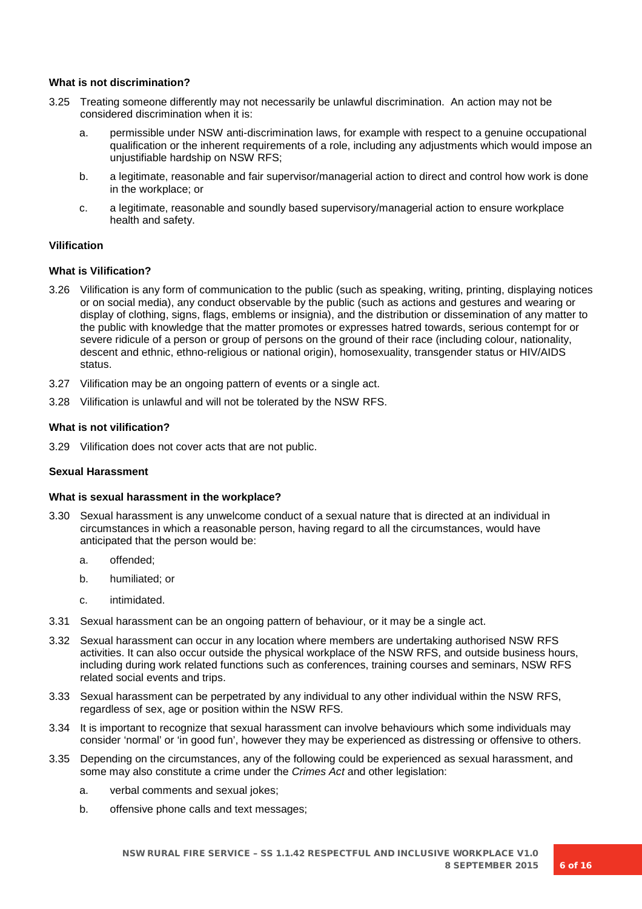**What is not discrimination?**

3.25 Treating someone differently may not necessarily be unlawful discrimination. An action may not be considered discrimination when it is:

a. permissible under NSW anti-discrimination laws, for example with respect to a genuine occupational qualification or the inherent requirements of a role, including any adjustments which would impose an unjustifiable hardship on NSW RFS;

b. a legitimate, reasonable and fair supervisor/managerial action to direct and control how work is done in the workplace; or

c. a legitimate, reasonable and soundly based supervisory/managerial action to ensure workplace health and safety.

**Vilification**

**What is Vilification?**

3.26 Vilification is any form of communication to the public (such as speaking, writing, printing, displaying notices or on social media), any conduct observable by the public (such as actions and gestures and wearing or display of clothing, signs, flags, emblems or insignia), and the distribution or dissemination of any matter to the public with knowledge that the matter promotes or expresses hatred towards, serious contempt for or severe ridicule of a person or group of persons on the ground of their race (including colour, nationality, descent and ethnic, ethno-religious or national origin), homosexuality, transgender status or HIV/AIDS status.

3.27 Vilification may be an ongoing pattern of events or a single act.

3.28 Vilification is unlawful and will not be tolerated by the NSW RFS.

**What is not vilification?**

3.29 Vilification does not cover acts that are not public.

**Sexual Harassment**

**What is sexual harassment in the workplace?**

3.30 Sexual harassment is any unwelcome conduct of a sexual nature that is directed at an individual in circumstances in which a reasonable person, having regard to all the circumstances, would have anticipated that the person would be:

a. offended;

b. humiliated; or

c. intimidated.

3.31 Sexual harassment can be an ongoing pattern of behaviour, or it may be a single act.

3.32 Sexual harassment can occur in any location where members are undertaking authorised NSW RFS activities. It can also occur outside the physical workplace of the NSW RFS, and outside business hours, including during work related functions such as conferences, training courses and seminars, NSW RFS related social events and trips.

3.33 Sexual harassment can be perpetrated by any individual to any other individual within the NSW RFS, regardless of sex, age or position within the NSW RFS.

3.34 It is important to recognize that sexual harassment can involve behaviours which some individuals may consider 'normal' or 'in good fun', however they may be experienced as distressing or offensive to others.

3.35 Depending on the circumstances, any of the following could be experienced as sexual harassment, and some may also constitute a crime under the *Crimes Act* and other legislation:

a. verbal comments and sexual jokes;

b. offensive phone calls and text messages;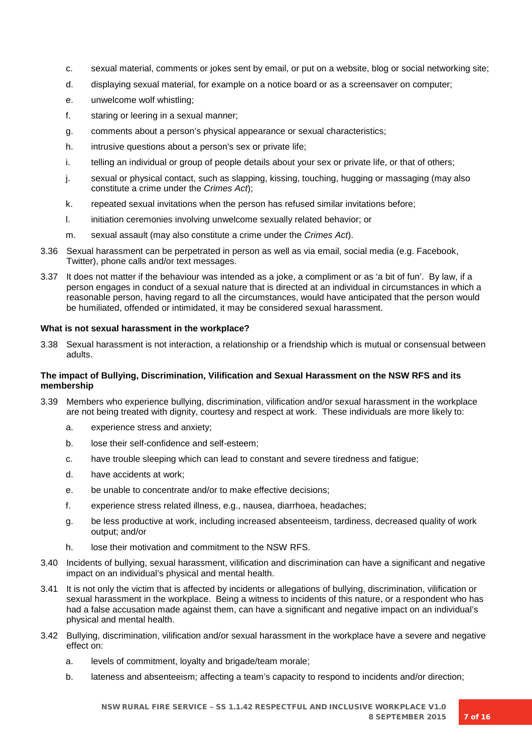c. sexual material, comments or jokes sent by email, or put on a website, blog or social networking site;

d. displaying sexual material, for example on a notice board or as a screensaver on computer;

e. unwelcome wolf whistling;

f. staring or leering in a sexual manner;

g. comments about a person's physical appearance or sexual characteristics;

h. intrusive questions about a person's sex or private life;

i. telling an individual or group of people details about your sex or private life, or that of others;

j. sexual or physical contact, such as slapping, kissing, touching, hugging or massaging (may also constitute a crime under the *Crimes Act*);

k. repeated sexual invitations when the person has refused similar invitations before;

l. initiation ceremonies involving unwelcome sexually related behavior; or

m. sexual assault (may also constitute a crime under the *Crimes Act*).

3.36 Sexual harassment can be perpetrated in person as well as via email, social media (e.g. Facebook, Twitter), phone calls and/or text messages.

3.37 It does not matter if the behaviour was intended as a joke, a compliment or as 'a bit of fun'. By law, if a person engages in conduct of a sexual nature that is directed at an individual in circumstances in which a reasonable person, having regard to all the circumstances, would have anticipated that the person would be humiliated, offended or intimidated, it may be considered sexual harassment.

**What is not sexual harassment in the workplace?**

3.38 Sexual harassment is not interaction, a relationship or a friendship which is mutual or consensual between adults.

**The impact of Bullying, Discrimination, Vilification and Sexual Harassment on the NSW RFS and its membership**

3.39 Members who experience bullying, discrimination, vilification and/or sexual harassment in the workplace are not being treated with dignity, courtesy and respect at work. These individuals are more likely to:

a. experience stress and anxiety;

b. lose their self-confidence and self-esteem;

c. have trouble sleeping which can lead to constant and severe tiredness and fatigue;

d. have accidents at work;

e. be unable to concentrate and/or to make effective decisions;

f. experience stress related illness, e.g., nausea, diarrhoea, headaches;

g. be less productive at work, including increased absenteeism, tardiness, decreased quality of work output; and/or

h. lose their motivation and commitment to the NSW RFS.

3.40 Incidents of bullying, sexual harassment, vilification and discrimination can have a significant and negative impact on an individual's physical and mental health.

3.41 It is not only the victim that is affected by incidents or allegations of bullying, discrimination, vilification or sexual harassment in the workplace. Being a witness to incidents of this nature, or a respondent who has had a false accusation made against them, can have a significant and negative impact on an individual's physical and mental health.

3.42 Bullying, discrimination, vilification and/or sexual harassment in the workplace have a severe and negative effect on:

a. levels of commitment, loyalty and brigade/team morale;

b. lateness and absenteeism; affecting a team's capacity to respond to incidents and/or direction;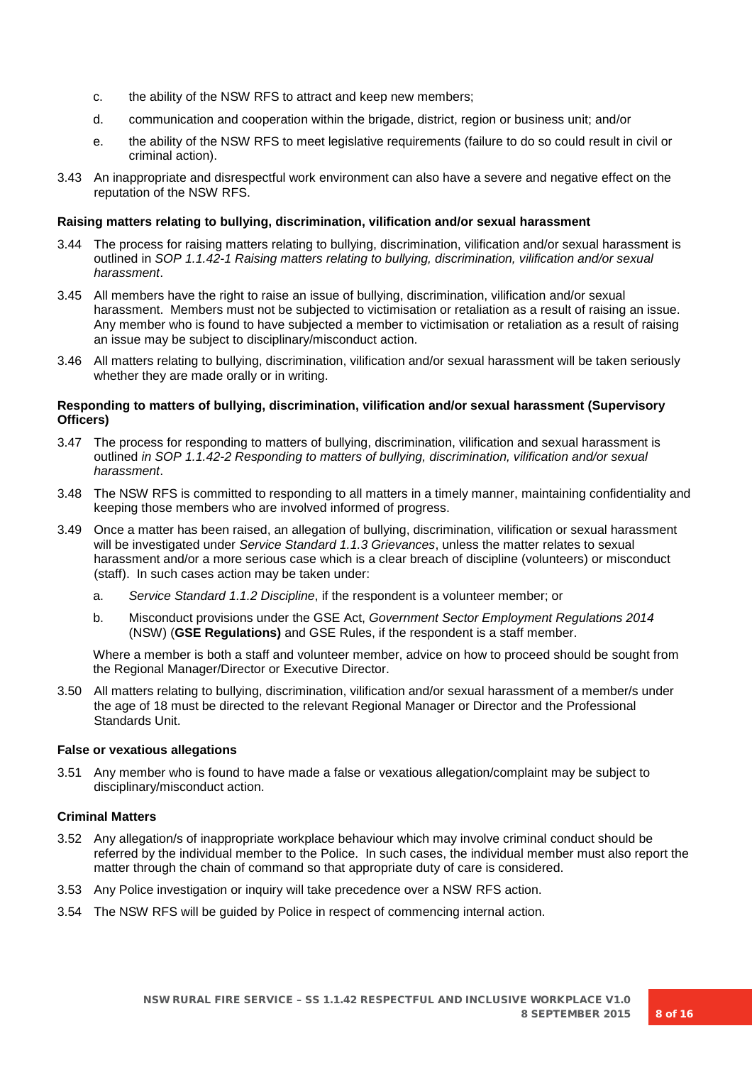c. the ability of the NSW RFS to attract and keep new members;

d. communication and cooperation within the brigade, district, region or business unit; and/or

e. the ability of the NSW RFS to meet legislative requirements (failure to do so could result in civil or criminal action).

3.43 An inappropriate and disrespectful work environment can also have a severe and negative effect on the reputation of the NSW RFS.

**Raising matters relating to bullying, discrimination, vilification and/or sexual harassment**

3.44 The process for raising matters relating to bullying, discrimination, vilification and/or sexual harassment is outlined in *SOP 1.1.42-1 Raising matters relating to bullying, discrimination, vilification and/or sexual harassment*.

3.45 All members have the right to raise an issue of bullying, discrimination, vilification and/or sexual harassment. Members must not be subjected to victimisation or retaliation as a result of raising an issue. Any member who is found to have subjected a member to victimisation or retaliation as a result of raising an issue may be subject to disciplinary/misconduct action.

3.46 All matters relating to bullying, discrimination, vilification and/or sexual harassment will be taken seriously whether they are made orally or in writing.

**Responding to matters of bullying, discrimination, vilification and/or sexual harassment (Supervisory Officers)**

3.47 The process for responding to matters of bullying, discrimination, vilification and sexual harassment is outlined *in SOP 1.1.42-2 Responding to matters of bullying, discrimination, vilification and/or sexual harassment*.

3.48 The NSW RFS is committed to responding to all matters in a timely manner, maintaining confidentiality and keeping those members who are involved informed of progress.

3.49 Once a matter has been raised, an allegation of bullying, discrimination, vilification or sexual harassment will be investigated under *Service Standard 1.1.3 Grievances*, unless the matter relates to sexual harassment and/or a more serious case which is a clear breach of discipline (volunteers) or misconduct (staff). In such cases action may be taken under:

a. *Service Standard 1.1.2 Discipline*, if the respondent is a volunteer member; or

b. Misconduct provisions under the GSE Act, *Government Sector Employment Regulations 2014* (NSW) (**GSE Regulations)** and GSE Rules, if the respondent is a staff member.

Where a member is both a staff and volunteer member, advice on how to proceed should be sought from the Regional Manager/Director or Executive Director.

3.50 All matters relating to bullying, discrimination, vilification and/or sexual harassment of a member/s under the age of 18 must be directed to the relevant Regional Manager or Director and the Professional Standards Unit.

**False or vexatious allegations**

3.51 Any member who is found to have made a false or vexatious allegation/complaint may be subject to disciplinary/misconduct action.

**Criminal Matters**

3.52 Any allegation/s of inappropriate workplace behaviour which may involve criminal conduct should be referred by the individual member to the Police. In such cases, the individual member must also report the matter through the chain of command so that appropriate duty of care is considered.

3.53 Any Police investigation or inquiry will take precedence over a NSW RFS action.

3.54 The NSW RFS will be guided by Police in respect of commencing internal action.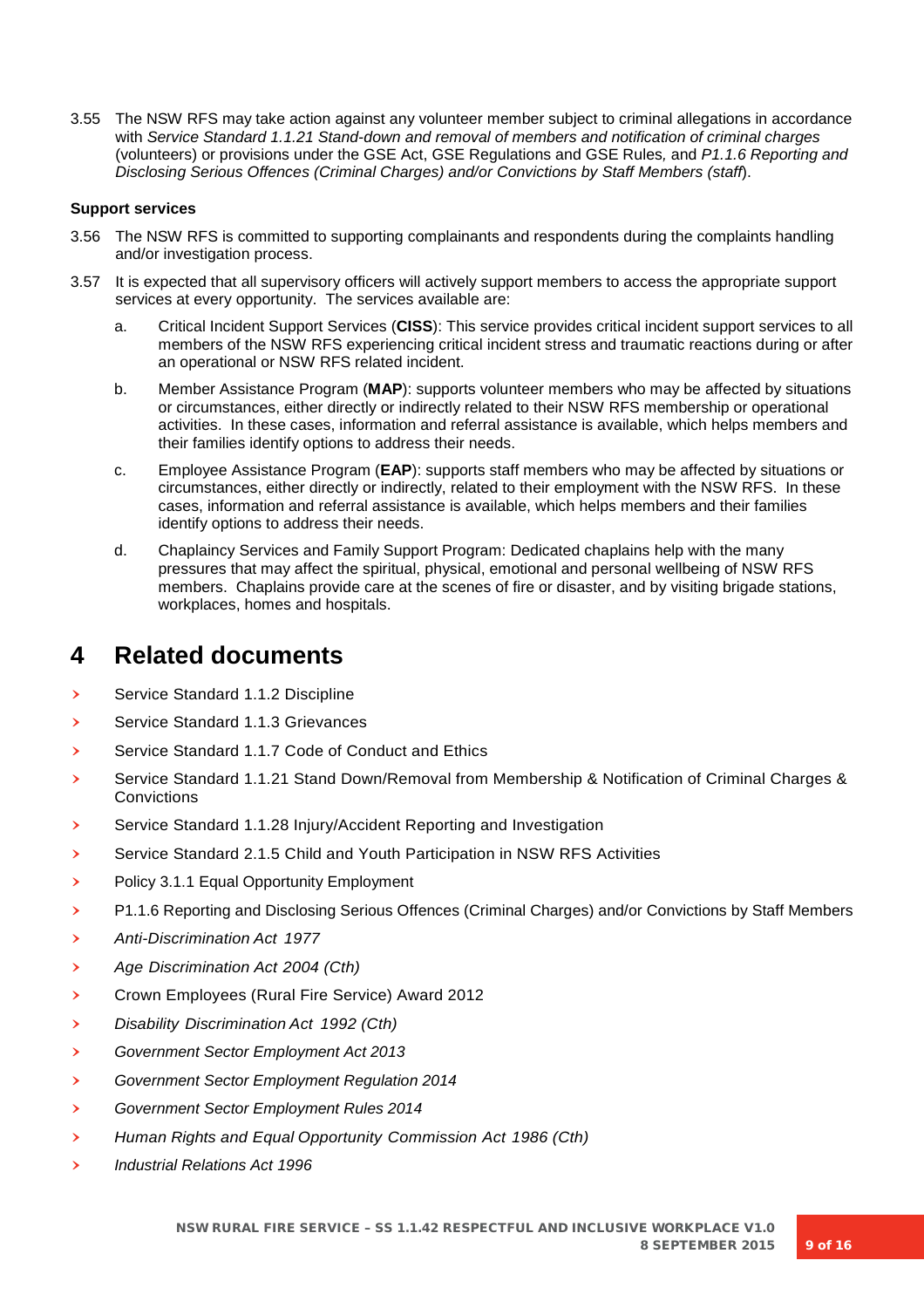3.55 The NSW RFS may take action against any volunteer member subject to criminal allegations in accordance with *Service Standard 1.1.21 Stand-down and removal of members and notification of criminal charges* (volunteers) or provisions under the GSE Act, GSE Regulations and GSE Rules, and *P1.1.6 Reporting and Disclosing Serious Offences (Criminal Charges) and/or Convictions by Staff Members (staff*).

**Support services**

3.56 The NSW RFS is committed to supporting complainants and respondents during the complaints handling and/or investigation process.

3.57 It is expected that all supervisory officers will actively support members to access the appropriate support services at every opportunity. The services available are:

a. Critical Incident Support Services (**CISS**): This service provides critical incident support services to all members of the NSW RFS experiencing critical incident stress and traumatic reactions during or after an operational or NSW RFS related incident.

b. Member Assistance Program (**MAP**): supports volunteer members who may be affected by situations or circumstances, either directly or indirectly related to their NSW RFS membership or operational activities. In these cases, information and referral assistance is available, which helps members and their families identify options to address their needs.

c. Employee Assistance Program (**EAP**): supports staff members who may be affected by situations or circumstances, either directly or indirectly, related to their employment with the NSW RFS. In these cases, information and referral assistance is available, which helps members and their families identify options to address their needs.

d. Chaplaincy Services and Family Support Program: Dedicated chaplains help with the many pressures that may affect the spiritual, physical, emotional and personal wellbeing of NSW RFS members. Chaplains provide care at the scenes of fire or disaster, and by visiting brigade stations, workplaces, homes and hospitals.

# 4 Related documents

- Service Standard 1.1.2 Discipline
- Service Standard 1.1.3 Grievances
- Service Standard 1.1.7 Code of Conduct and Ethics
- Service Standard 1.1.21 Stand Down/Removal from Membership & Notification of Criminal Charges & Convictions
- Service Standard 1.1.28 Injury/Accident Reporting and Investigation
- Service Standard 2.1.5 Child and Youth Participation in NSW RFS Activities
- Policy 3.1.1 Equal Opportunity Employment
- P1.1.6 Reporting and Disclosing Serious Offences (Criminal Charges) and/or Convictions by Staff Members
- *Anti-Discrimination Act 1977*
- *Age Discrimination Act 2004 (Cth)*
- Crown Employees (Rural Fire Service) Award 2012
- *Disability Discrimination Act 1992 (Cth)*
- *Government Sector Employment Act 2013*
- *Government Sector Employment Regulation 2014*
- *Government Sector Employment Rules 2014*
- *Human Rights and Equal Opportunity Commission Act 1986 (Cth)*
- *Industrial Relations Act 1996*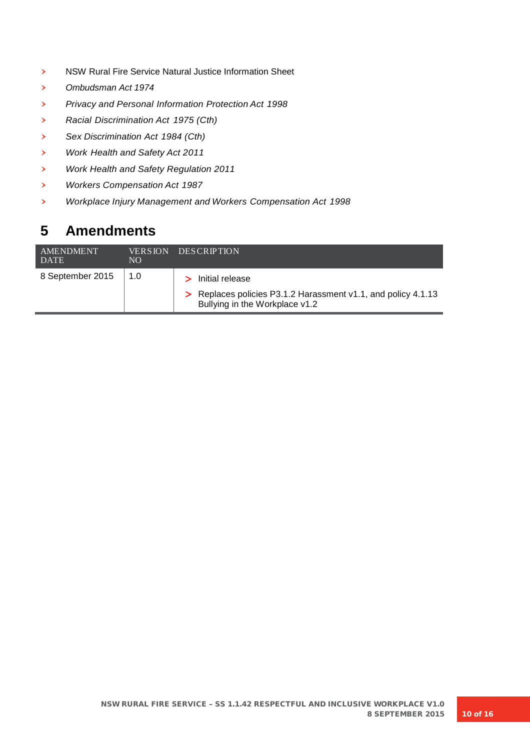- NSW Rural Fire Service Natural Justice Information Sheet
- *Ombudsman Act 1974*
- *Privacy and Personal Information Protection Act 1998*
- *Racial Discrimination Act 1975 (Cth)*
- *Sex Discrimination Act 1984 (Cth)*
- *Work Health and Safety Act 2011*
- *Work Health and Safety Regulation 2011*
- *Workers Compensation Act 1987*
- *Workplace Injury Management and Workers Compensation Act 1998*

# 5 Amendments

| AMENDMENT DATE | VERSION NO | DESCRIPTION |
|---|---|---|
| 8 September 2015 | 1.0 | > Initial release<br>> Replaces policies P3.1.2 Harassment v1.1, and policy 4.1.13 Bullying in the Workplace v1.2 |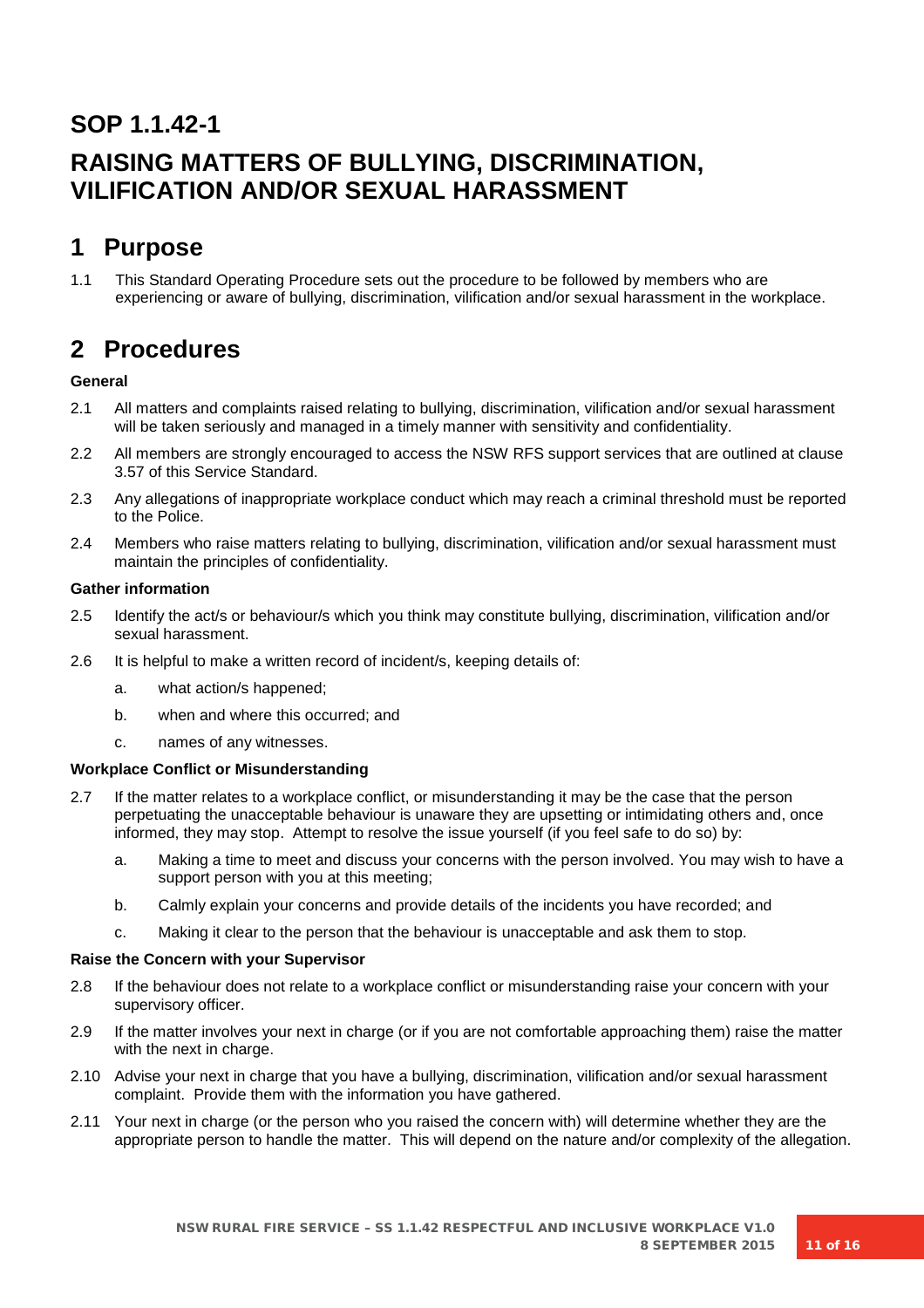# SOP 1.1.42-1

# RAISING MATTERS OF BULLYING, DISCRIMINATION, VILIFICATION AND/OR SEXUAL HARASSMENT

## 1 Purpose

1.1 This Standard Operating Procedure sets out the procedure to be followed by members who are experiencing or aware of bullying, discrimination, vilification and/or sexual harassment in the workplace.

## 2 Procedures

**General**

2.1 All matters and complaints raised relating to bullying, discrimination, vilification and/or sexual harassment will be taken seriously and managed in a timely manner with sensitivity and confidentiality.

2.2 All members are strongly encouraged to access the NSW RFS support services that are outlined at clause 3.57 of this Service Standard.

2.3 Any allegations of inappropriate workplace conduct which may reach a criminal threshold must be reported to the Police.

2.4 Members who raise matters relating to bullying, discrimination, vilification and/or sexual harassment must maintain the principles of confidentiality.

**Gather information**

2.5 Identify the act/s or behaviour/s which you think may constitute bullying, discrimination, vilification and/or sexual harassment.

2.6 It is helpful to make a written record of incident/s, keeping details of:

- a. what action/s happened;
- b. when and where this occurred; and
- c. names of any witnesses.

**Workplace Conflict or Misunderstanding**

2.7 If the matter relates to a workplace conflict, or misunderstanding it may be the case that the person perpetuating the unacceptable behaviour is unaware they are upsetting or intimidating others and, once informed, they may stop. Attempt to resolve the issue yourself (if you feel safe to do so) by:

- a. Making a time to meet and discuss your concerns with the person involved. You may wish to have a support person with you at this meeting;
- b. Calmly explain your concerns and provide details of the incidents you have recorded; and
- c. Making it clear to the person that the behaviour is unacceptable and ask them to stop.

**Raise the Concern with your Supervisor**

2.8 If the behaviour does not relate to a workplace conflict or misunderstanding raise your concern with your supervisory officer.

2.9 If the matter involves your next in charge (or if you are not comfortable approaching them) raise the matter with the next in charge.

2.10 Advise your next in charge that you have a bullying, discrimination, vilification and/or sexual harassment complaint. Provide them with the information you have gathered.

2.11 Your next in charge (or the person who you raised the concern with) will determine whether they are the appropriate person to handle the matter. This will depend on the nature and/or complexity of the allegation.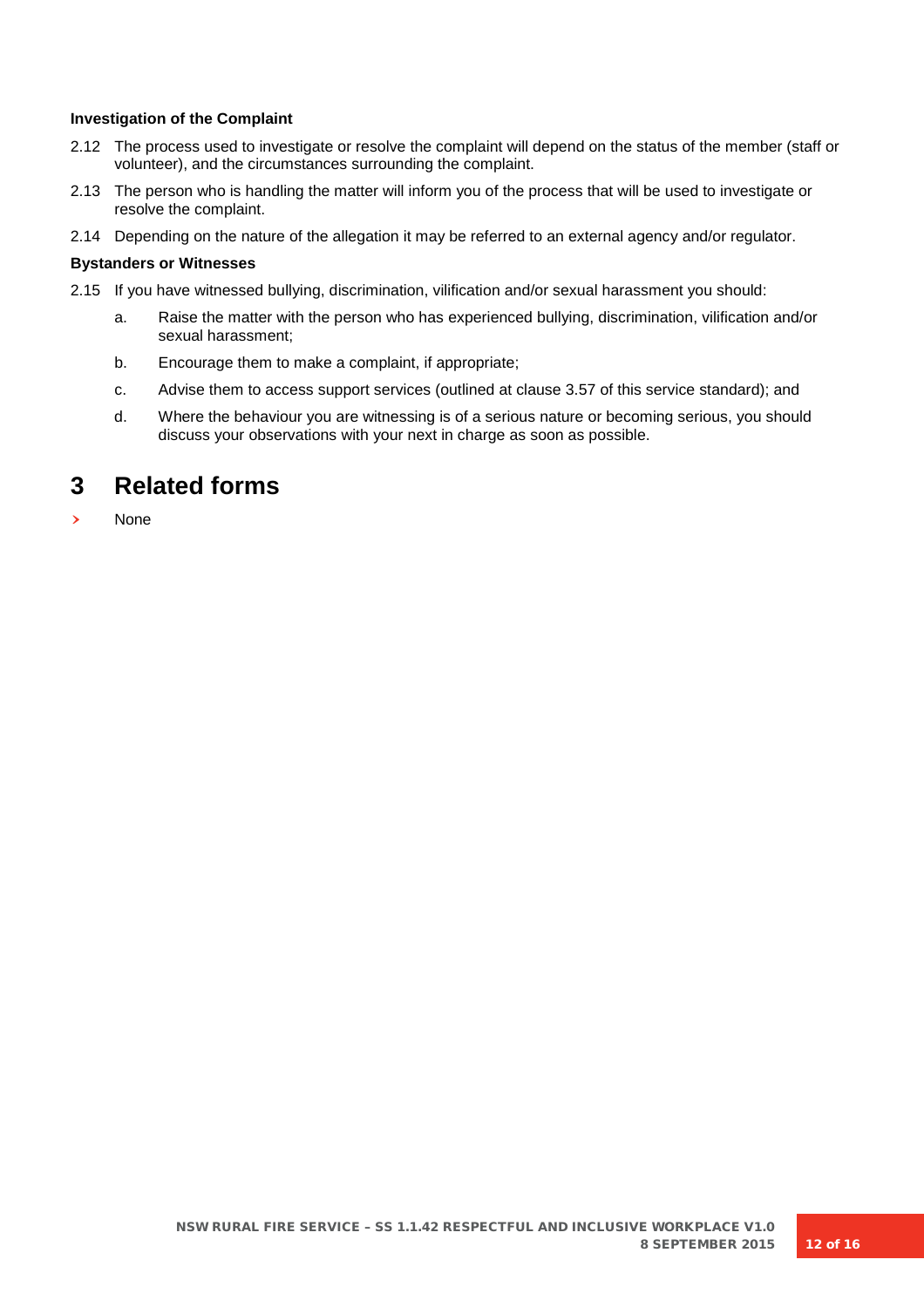**Investigation of the Complaint**

2.12 The process used to investigate or resolve the complaint will depend on the status of the member (staff or volunteer), and the circumstances surrounding the complaint.

2.13 The person who is handling the matter will inform you of the process that will be used to investigate or resolve the complaint.

2.14 Depending on the nature of the allegation it may be referred to an external agency and/or regulator.

**Bystanders or Witnesses**

2.15 If you have witnessed bullying, discrimination, vilification and/or sexual harassment you should:

a. Raise the matter with the person who has experienced bullying, discrimination, vilification and/or sexual harassment;

b. Encourage them to make a complaint, if appropriate;

c. Advise them to access support services (outlined at clause 3.57 of this service standard); and

d. Where the behaviour you are witnessing is of a serious nature or becoming serious, you should discuss your observations with your next in charge as soon as possible.

# 3 Related forms

- None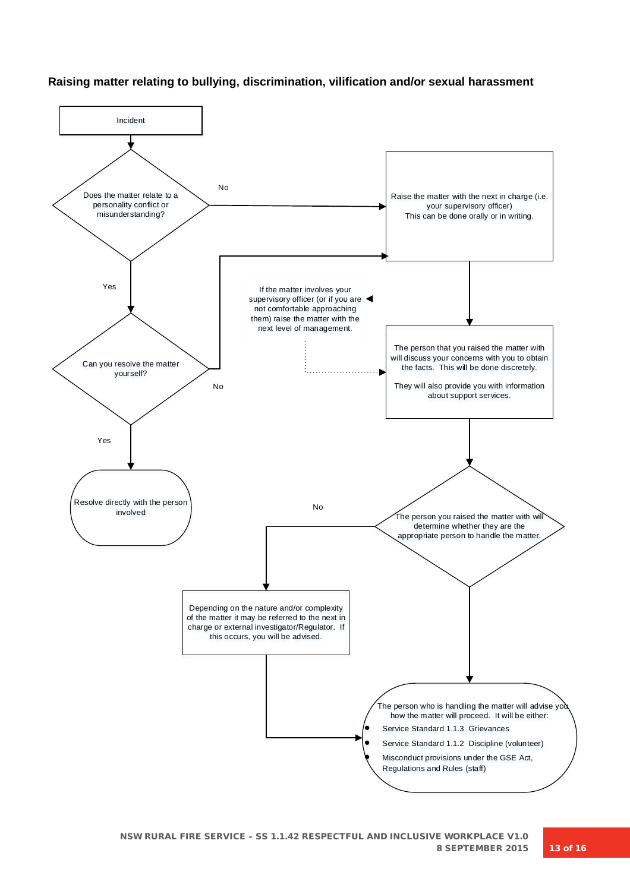### Raising matter relating to bullying, discrimination, vilification and/or sexual harassment

Incident

Does the matter relate to a personality conflict or misunderstanding?

No

Raise the matter with the next in charge (i.e. your supervisory officer)
This can be done orally or in writing.

Yes

If the matter involves your supervisory officer (or if you are not comfortable approaching them) raise the matter with the next level of management.

Can you resolve the matter yourself?

No

The person that you raised the matter with will discuss your concerns with you to obtain the facts. This will be done discretely.

They will also provide you with information about support services.

Yes

Resolve directly with the person involved

No

The person you raised the matter with will determine whether they are the appropriate person to handle the matter.

Depending on the nature and/or complexity of the matter it may be referred to the next in charge or external investigator/Regulator. If this occurs, you will be advised.

The person who is handling the matter will advise you how the matter will proceed. It will be either:

- Service Standard 1.1.3 Grievances
- Service Standard 1.1.2 Discipline (volunteer)
- Misconduct provisions under the GSE Act, Regulations and Rules (staff)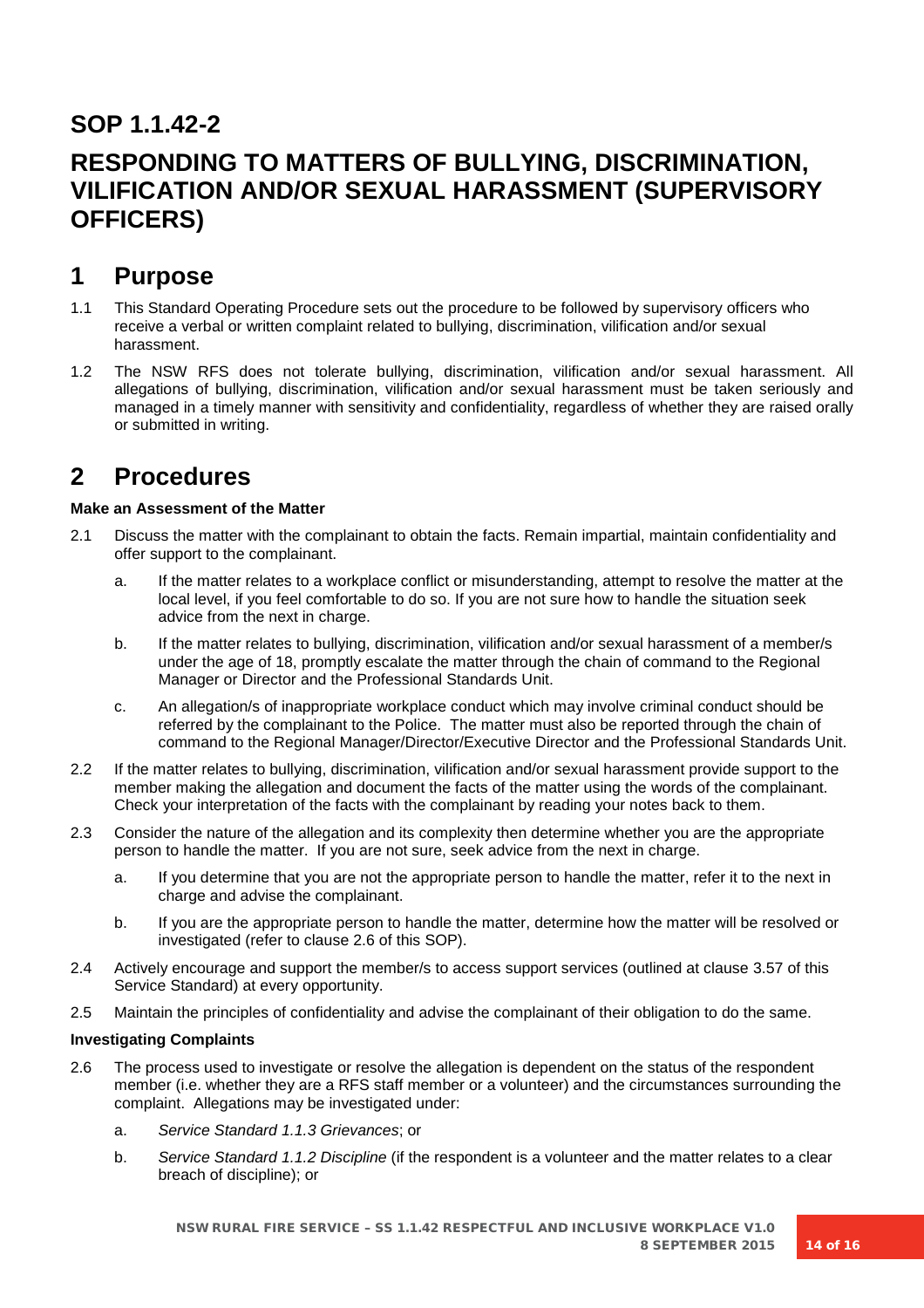# SOP 1.1.42-2

# RESPONDING TO MATTERS OF BULLYING, DISCRIMINATION, VILIFICATION AND/OR SEXUAL HARASSMENT (SUPERVISORY OFFICERS)

## 1 Purpose

1.1 This Standard Operating Procedure sets out the procedure to be followed by supervisory officers who receive a verbal or written complaint related to bullying, discrimination, vilification and/or sexual harassment.

1.2 The NSW RFS does not tolerate bullying, discrimination, vilification and/or sexual harassment. All allegations of bullying, discrimination, vilification and/or sexual harassment must be taken seriously and managed in a timely manner with sensitivity and confidentiality, regardless of whether they are raised orally or submitted in writing.

## 2 Procedures

**Make an Assessment of the Matter**

2.1 Discuss the matter with the complainant to obtain the facts. Remain impartial, maintain confidentiality and offer support to the complainant.

a. If the matter relates to a workplace conflict or misunderstanding, attempt to resolve the matter at the local level, if you feel comfortable to do so. If you are not sure how to handle the situation seek advice from the next in charge.

b. If the matter relates to bullying, discrimination, vilification and/or sexual harassment of a member/s under the age of 18, promptly escalate the matter through the chain of command to the Regional Manager or Director and the Professional Standards Unit.

c. An allegation/s of inappropriate workplace conduct which may involve criminal conduct should be referred by the complainant to the Police. The matter must also be reported through the chain of command to the Regional Manager/Director/Executive Director and the Professional Standards Unit.

2.2 If the matter relates to bullying, discrimination, vilification and/or sexual harassment provide support to the member making the allegation and document the facts of the matter using the words of the complainant. Check your interpretation of the facts with the complainant by reading your notes back to them.

2.3 Consider the nature of the allegation and its complexity then determine whether you are the appropriate person to handle the matter. If you are not sure, seek advice from the next in charge.

a. If you determine that you are not the appropriate person to handle the matter, refer it to the next in charge and advise the complainant.

b. If you are the appropriate person to handle the matter, determine how the matter will be resolved or investigated (refer to clause 2.6 of this SOP).

2.4 Actively encourage and support the member/s to access support services (outlined at clause 3.57 of this Service Standard) at every opportunity.

2.5 Maintain the principles of confidentiality and advise the complainant of their obligation to do the same.

**Investigating Complaints**

2.6 The process used to investigate or resolve the allegation is dependent on the status of the respondent member (i.e. whether they are a RFS staff member or a volunteer) and the circumstances surrounding the complaint. Allegations may be investigated under:

a. *Service Standard 1.1.3 Grievances*; or

b. *Service Standard 1.1.2 Discipline* (if the respondent is a volunteer and the matter relates to a clear breach of discipline); or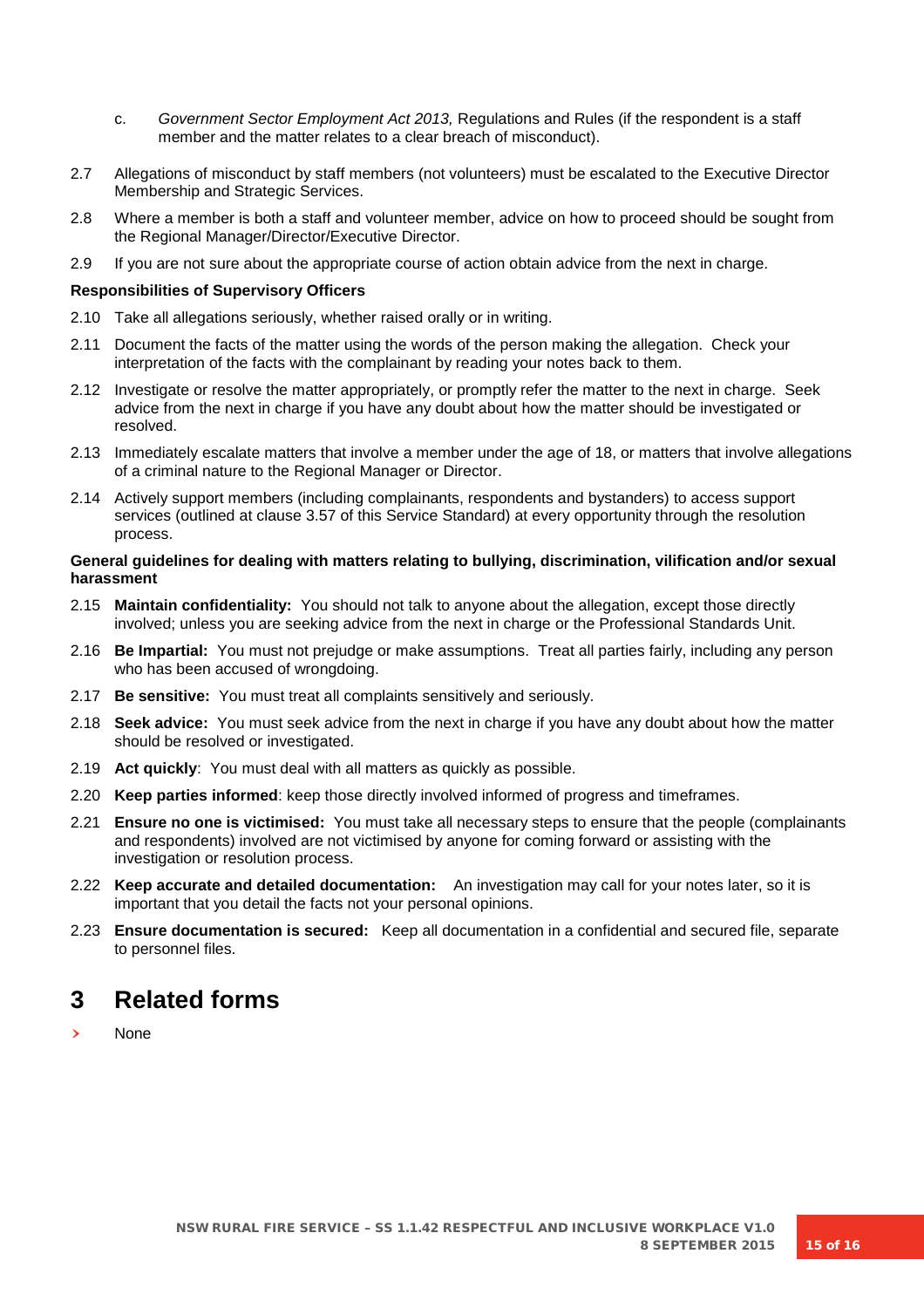c. *Government Sector Employment Act 2013,* Regulations and Rules (if the respondent is a staff member and the matter relates to a clear breach of misconduct).

2.7 Allegations of misconduct by staff members (not volunteers) must be escalated to the Executive Director Membership and Strategic Services.

2.8 Where a member is both a staff and volunteer member, advice on how to proceed should be sought from the Regional Manager/Director/Executive Director.

2.9 If you are not sure about the appropriate course of action obtain advice from the next in charge.

**Responsibilities of Supervisory Officers**

2.10 Take all allegations seriously, whether raised orally or in writing.

2.11 Document the facts of the matter using the words of the person making the allegation. Check your interpretation of the facts with the complainant by reading your notes back to them.

2.12 Investigate or resolve the matter appropriately, or promptly refer the matter to the next in charge. Seek advice from the next in charge if you have any doubt about how the matter should be investigated or resolved.

2.13 Immediately escalate matters that involve a member under the age of 18, or matters that involve allegations of a criminal nature to the Regional Manager or Director.

2.14 Actively support members (including complainants, respondents and bystanders) to access support services (outlined at clause 3.57 of this Service Standard) at every opportunity through the resolution process.

**General guidelines for dealing with matters relating to bullying, discrimination, vilification and/or sexual harassment**

2.15 **Maintain confidentiality:** You should not talk to anyone about the allegation, except those directly involved; unless you are seeking advice from the next in charge or the Professional Standards Unit.

2.16 **Be Impartial:** You must not prejudge or make assumptions. Treat all parties fairly, including any person who has been accused of wrongdoing.

2.17 **Be sensitive:** You must treat all complaints sensitively and seriously.

2.18 **Seek advice:** You must seek advice from the next in charge if you have any doubt about how the matter should be resolved or investigated.

2.19 **Act quickly**: You must deal with all matters as quickly as possible.

2.20 **Keep parties informed**: keep those directly involved informed of progress and timeframes.

2.21 **Ensure no one is victimised:** You must take all necessary steps to ensure that the people (complainants and respondents) involved are not victimised by anyone for coming forward or assisting with the investigation or resolution process.

2.22 **Keep accurate and detailed documentation:** An investigation may call for your notes later, so it is important that you detail the facts not your personal opinions.

2.23 **Ensure documentation is secured:** Keep all documentation in a confidential and secured file, separate to personnel files.

# 3 Related forms

- None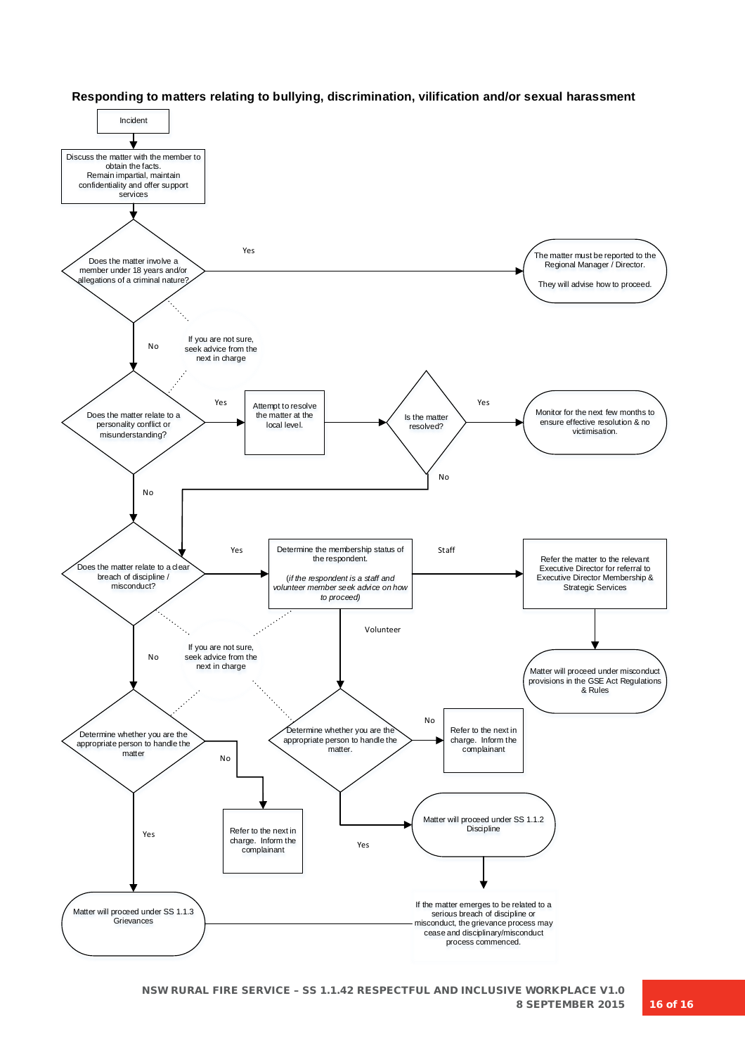**Responding to matters relating to bullying, discrimination, vilification and/or sexual harassment**

Incident

Discuss the matter with the member to obtain the facts. Remain impartial, maintain confidentiality and offer support services

Does the matter involve a member under 18 years and/or allegations of a criminal nature?

Yes

The matter must be reported to the Regional Manager / Director.

They will advise how to proceed.

No

If you are not sure, seek advice from the next in charge

Does the matter relate to a personality conflict or misunderstanding?

Yes

Attempt to resolve the matter at the local level.

Is the matter resolved?

Yes

Monitor for the next few months to ensure effective resolution & no victimisation.

No

No

Does the matter relate to a clear breach of discipline / misconduct?

Yes

Determine the membership status of the respondent.

*(if the respondent is a staff and volunteer member seek advice on how to proceed)*

Staff

Refer the matter to the relevant Executive Director for referral to Executive Director Membership & Strategic Services

Matter will proceed under misconduct provisions in the GSE Act Regulations & Rules

Volunteer

No

If you are not sure, seek advice from the next in charge

Determine whether you are the appropriate person to handle the matter

No

Refer to the next in charge. Inform the complainant

Yes

Matter will proceed under SS 1.1.3 Grievances

Determine whether you are the appropriate person to handle the matter.

No

Refer to the next in charge. Inform the complainant

Yes

Matter will proceed under SS 1.1.2 Discipline

If the matter emerges to be related to a serious breach of discipline or misconduct, the grievance process may cease and disciplinary/misconduct process commenced.